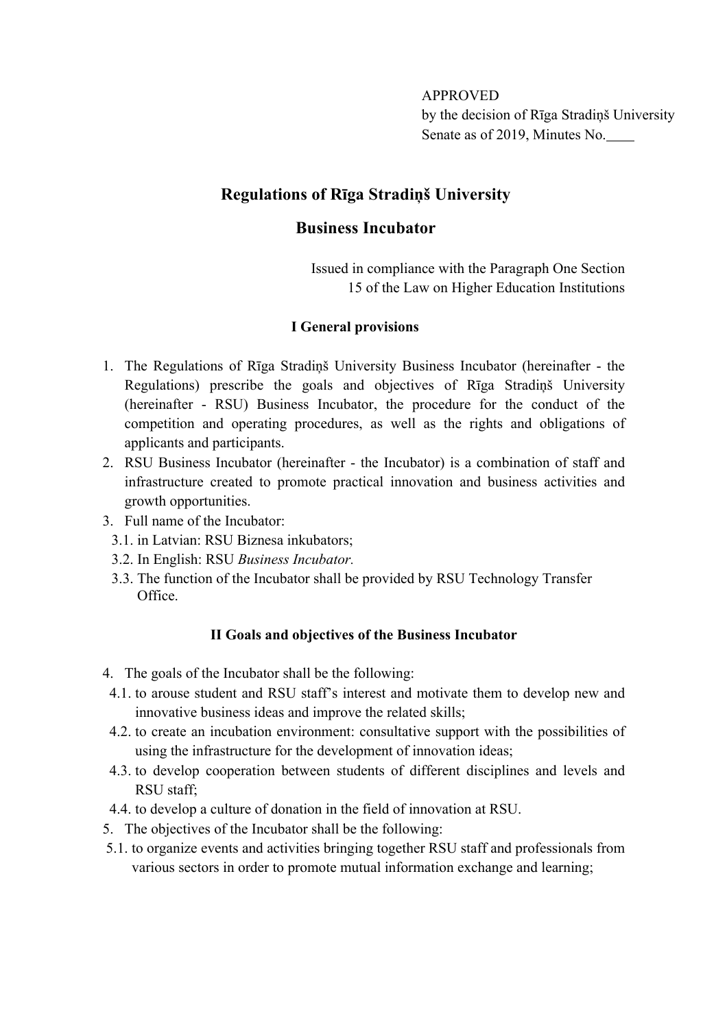APPROVED
by the decision of Rīga Stradiņš University
Senate as of 2019, Minutes No.____

# Regulations of Rīga Stradiņš University

# Business Incubator

Issued in compliance with the Paragraph One Section 15 of the Law on Higher Education Institutions

## I General provisions

1. The Regulations of Rīga Stradiņš University Business Incubator (hereinafter - the Regulations) prescribe the goals and objectives of Rīga Stradiņš University (hereinafter - RSU) Business Incubator, the procedure for the conduct of the competition and operating procedures, as well as the rights and obligations of applicants and participants.
2. RSU Business Incubator (hereinafter - the Incubator) is a combination of staff and infrastructure created to promote practical innovation and business activities and growth opportunities.
3. Full name of the Incubator:
   3.1. in Latvian: RSU Biznesa inkubators;
   3.2. In English: RSU *Business Incubator.*
   3.3. The function of the Incubator shall be provided by RSU Technology Transfer Office.

## II Goals and objectives of the Business Incubator

4. The goals of the Incubator shall be the following:
   4.1. to arouse student and RSU staff's interest and motivate them to develop new and innovative business ideas and improve the related skills;
   4.2. to create an incubation environment: consultative support with the possibilities of using the infrastructure for the development of innovation ideas;
   4.3. to develop cooperation between students of different disciplines and levels and RSU staff;
   4.4. to develop a culture of donation in the field of innovation at RSU.
5. The objectives of the Incubator shall be the following:
   5.1. to organize events and activities bringing together RSU staff and professionals from various sectors in order to promote mutual information exchange and learning;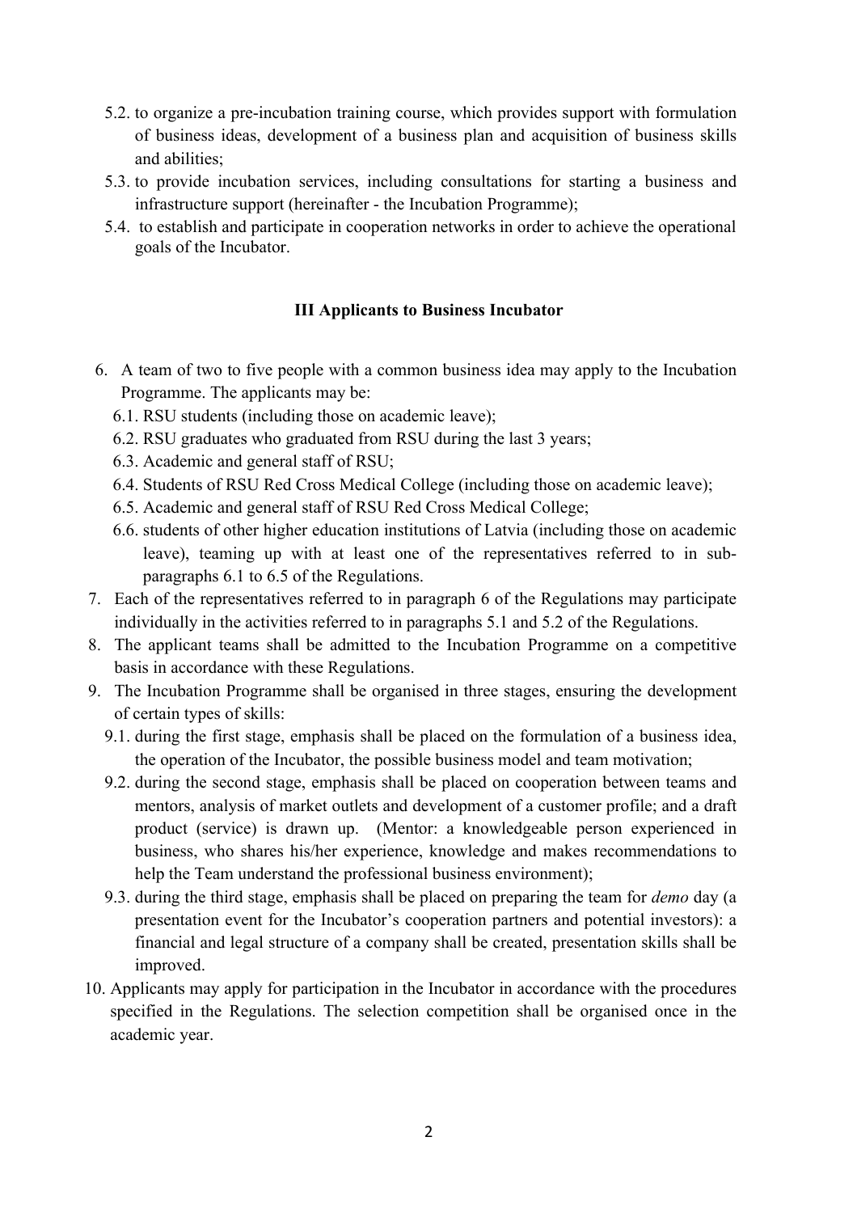5.2. to organize a pre-incubation training course, which provides support with formulation of business ideas, development of a business plan and acquisition of business skills and abilities;

5.3. to provide incubation services, including consultations for starting a business and infrastructure support (hereinafter - the Incubation Programme);

5.4. to establish and participate in cooperation networks in order to achieve the operational goals of the Incubator.

### III Applicants to Business Incubator

6. A team of two to five people with a common business idea may apply to the Incubation Programme. The applicants may be:
   6.1. RSU students (including those on academic leave);
   6.2. RSU graduates who graduated from RSU during the last 3 years;
   6.3. Academic and general staff of RSU;
   6.4. Students of RSU Red Cross Medical College (including those on academic leave);
   6.5. Academic and general staff of RSU Red Cross Medical College;
   6.6. students of other higher education institutions of Latvia (including those on academic leave), teaming up with at least one of the representatives referred to in sub-paragraphs 6.1 to 6.5 of the Regulations.
7. Each of the representatives referred to in paragraph 6 of the Regulations may participate individually in the activities referred to in paragraphs 5.1 and 5.2 of the Regulations.
8. The applicant teams shall be admitted to the Incubation Programme on a competitive basis in accordance with these Regulations.
9. The Incubation Programme shall be organised in three stages, ensuring the development of certain types of skills:
   9.1. during the first stage, emphasis shall be placed on the formulation of a business idea, the operation of the Incubator, the possible business model and team motivation;
   9.2. during the second stage, emphasis shall be placed on cooperation between teams and mentors, analysis of market outlets and development of a customer profile; and a draft product (service) is drawn up. (Mentor: a knowledgeable person experienced in business, who shares his/her experience, knowledge and makes recommendations to help the Team understand the professional business environment);
   9.3. during the third stage, emphasis shall be placed on preparing the team for *demo* day (a presentation event for the Incubator's cooperation partners and potential investors): a financial and legal structure of a company shall be created, presentation skills shall be improved.
10. Applicants may apply for participation in the Incubator in accordance with the procedures specified in the Regulations. The selection competition shall be organised once in the academic year.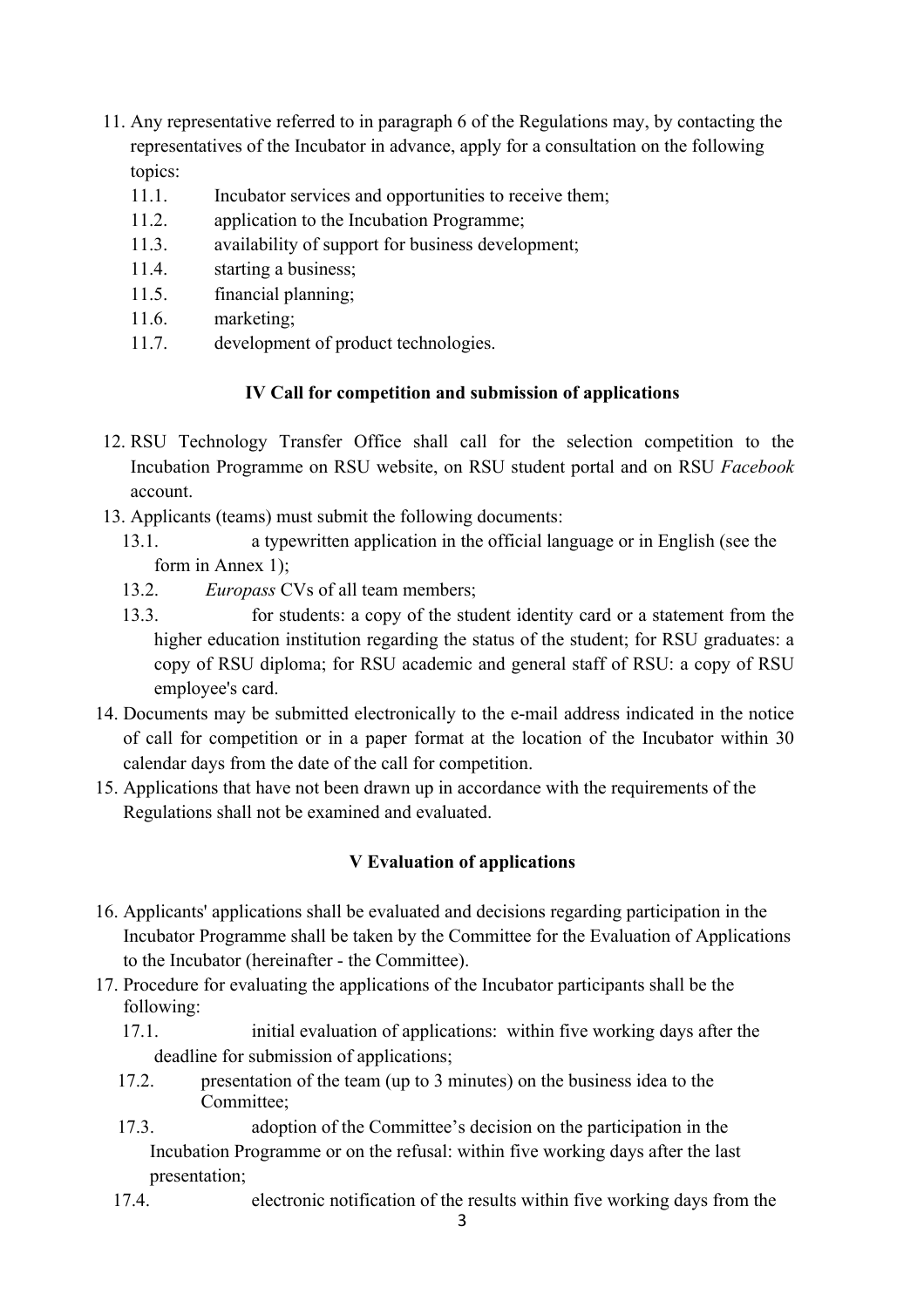11. Any representative referred to in paragraph 6 of the Regulations may, by contacting the representatives of the Incubator in advance, apply for a consultation on the following topics:
    11.1. Incubator services and opportunities to receive them;
    11.2. application to the Incubation Programme;
    11.3. availability of support for business development;
    11.4. starting a business;
    11.5. financial planning;
    11.6. marketing;
    11.7. development of product technologies.

### IV Call for competition and submission of applications

12. RSU Technology Transfer Office shall call for the selection competition to the Incubation Programme on RSU website, on RSU student portal and on RSU *Facebook* account.
13. Applicants (teams) must submit the following documents:
    13.1. a typewritten application in the official language or in English (see the form in Annex 1);
    13.2. *Europass* CVs of all team members;
    13.3. for students: a copy of the student identity card or a statement from the higher education institution regarding the status of the student; for RSU graduates: a copy of RSU diploma; for RSU academic and general staff of RSU: a copy of RSU employee's card.
14. Documents may be submitted electronically to the e-mail address indicated in the notice of call for competition or in a paper format at the location of the Incubator within 30 calendar days from the date of the call for competition.
15. Applications that have not been drawn up in accordance with the requirements of the Regulations shall not be examined and evaluated.

### V Evaluation of applications

16. Applicants' applications shall be evaluated and decisions regarding participation in the Incubator Programme shall be taken by the Committee for the Evaluation of Applications to the Incubator (hereinafter - the Committee).
17. Procedure for evaluating the applications of the Incubator participants shall be the following:
    17.1. initial evaluation of applications: within five working days after the deadline for submission of applications;
    17.2. presentation of the team (up to 3 minutes) on the business idea to the Committee;
    17.3. adoption of the Committee's decision on the participation in the Incubation Programme or on the refusal: within five working days after the last presentation;
    17.4. electronic notification of the results within five working days from the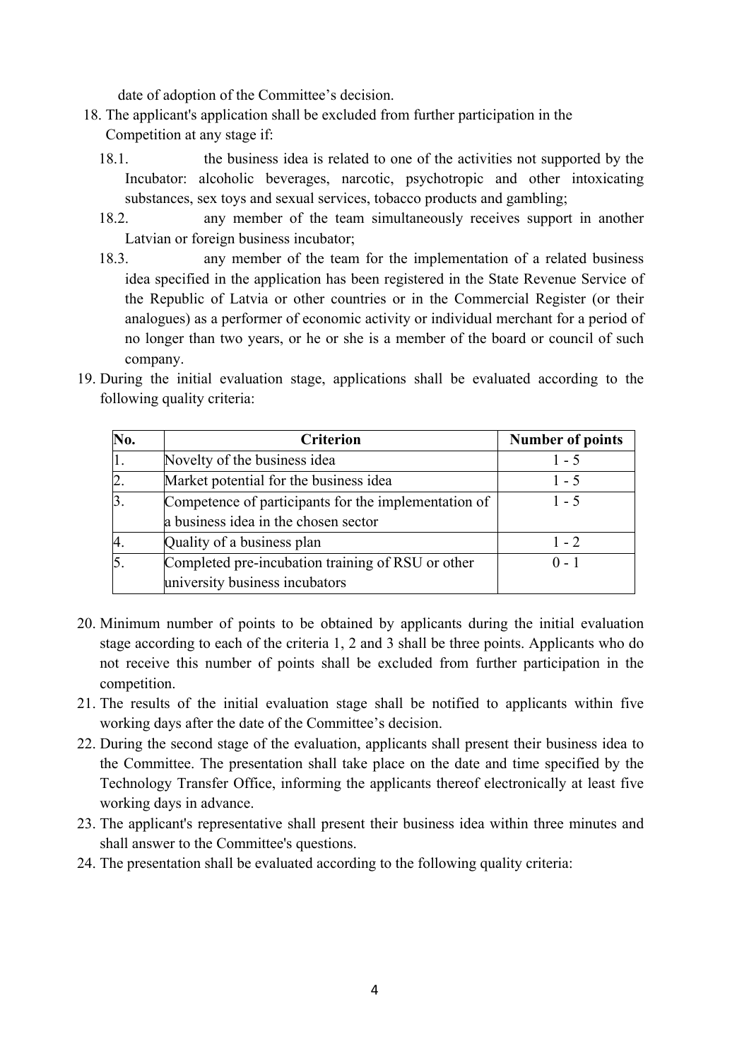date of adoption of the Committee's decision.

18. The applicant's application shall be excluded from further participation in the Competition at any stage if:
    - 18.1. the business idea is related to one of the activities not supported by the Incubator: alcoholic beverages, narcotic, psychotropic and other intoxicating substances, sex toys and sexual services, tobacco products and gambling;
    - 18.2. any member of the team simultaneously receives support in another Latvian or foreign business incubator;
    - 18.3. any member of the team for the implementation of a related business idea specified in the application has been registered in the State Revenue Service of the Republic of Latvia or other countries or in the Commercial Register (or their analogues) as a performer of economic activity or individual merchant for a period of no longer than two years, or he or she is a member of the board or council of such company.
19. During the initial evaluation stage, applications shall be evaluated according to the following quality criteria:

| No. | Criterion | Number of points |
|---|---|---|
| 1. | Novelty of the business idea | 1 - 5 |
| 2. | Market potential for the business idea | 1 - 5 |
| 3. | Competence of participants for the implementation of a business idea in the chosen sector | 1 - 5 |
| 4. | Quality of a business plan | 1 - 2 |
| 5. | Completed pre-incubation training of RSU or other university business incubators | 0 - 1 |

20. Minimum number of points to be obtained by applicants during the initial evaluation stage according to each of the criteria 1, 2 and 3 shall be three points. Applicants who do not receive this number of points shall be excluded from further participation in the competition.
21. The results of the initial evaluation stage shall be notified to applicants within five working days after the date of the Committee's decision.
22. During the second stage of the evaluation, applicants shall present their business idea to the Committee. The presentation shall take place on the date and time specified by the Technology Transfer Office, informing the applicants thereof electronically at least five working days in advance.
23. The applicant's representative shall present their business idea within three minutes and shall answer to the Committee's questions.
24. The presentation shall be evaluated according to the following quality criteria: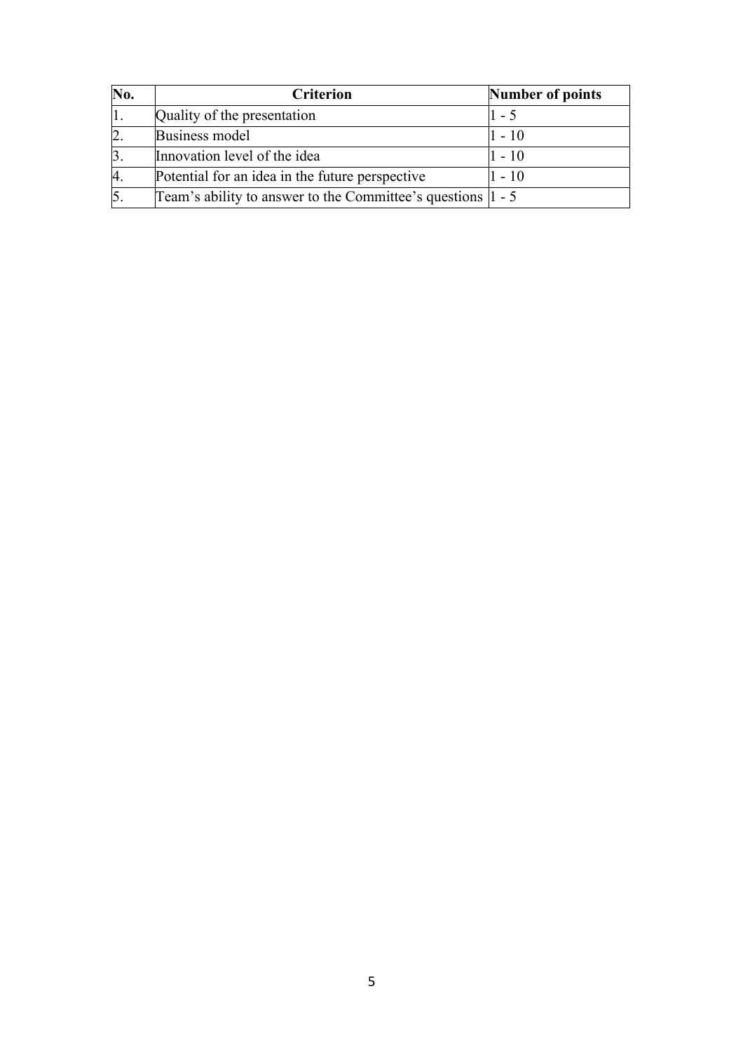| No. | Criterion | Number of points |
| --- | --- | --- |
| 1. | Quality of the presentation | 1 - 5 |
| 2. | Business model | 1 - 10 |
| 3. | Innovation level of the idea | 1 - 10 |
| 4. | Potential for an idea in the future perspective | 1 - 10 |
| 5. | Team's ability to answer to the Committee's questions | 1 - 5 |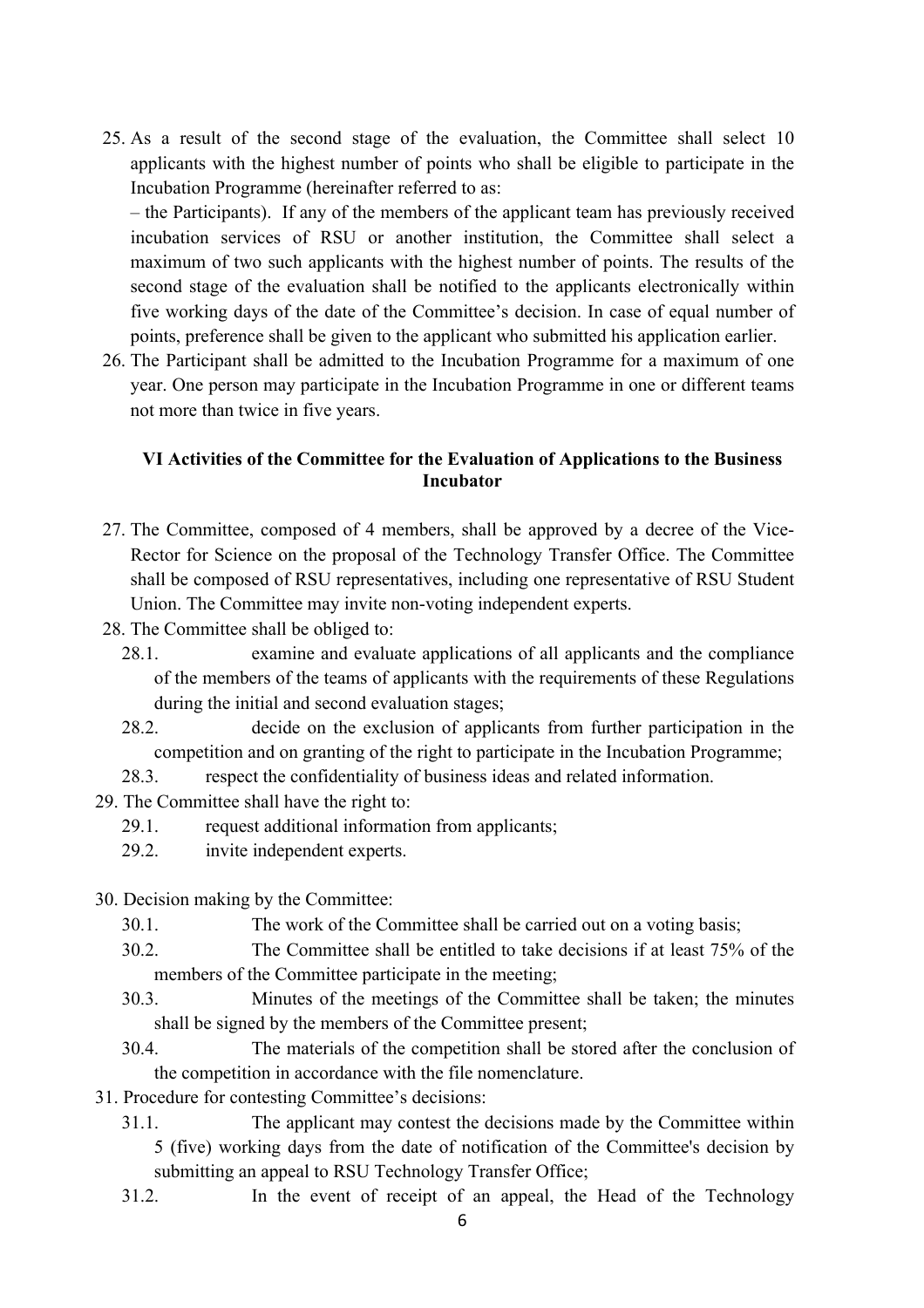25. As a result of the second stage of the evaluation, the Committee shall select 10 applicants with the highest number of points who shall be eligible to participate in the Incubation Programme (hereinafter referred to as:
– the Participants). If any of the members of the applicant team has previously received incubation services of RSU or another institution, the Committee shall select a maximum of two such applicants with the highest number of points. The results of the second stage of the evaluation shall be notified to the applicants electronically within five working days of the date of the Committee's decision. In case of equal number of points, preference shall be given to the applicant who submitted his application earlier.
26. The Participant shall be admitted to the Incubation Programme for a maximum of one year. One person may participate in the Incubation Programme in one or different teams not more than twice in five years.

### VI Activities of the Committee for the Evaluation of Applications to the Business Incubator

27. The Committee, composed of 4 members, shall be approved by a decree of the Vice-Rector for Science on the proposal of the Technology Transfer Office. The Committee shall be composed of RSU representatives, including one representative of RSU Student Union. The Committee may invite non-voting independent experts.
28. The Committee shall be obliged to:
    28.1. examine and evaluate applications of all applicants and the compliance of the members of the teams of applicants with the requirements of these Regulations during the initial and second evaluation stages;
    28.2. decide on the exclusion of applicants from further participation in the competition and on granting of the right to participate in the Incubation Programme;
    28.3. respect the confidentiality of business ideas and related information.
29. The Committee shall have the right to:
    29.1. request additional information from applicants;
    29.2. invite independent experts.

30. Decision making by the Committee:
    30.1. The work of the Committee shall be carried out on a voting basis;
    30.2. The Committee shall be entitled to take decisions if at least 75% of the members of the Committee participate in the meeting;
    30.3. Minutes of the meetings of the Committee shall be taken; the minutes shall be signed by the members of the Committee present;
    30.4. The materials of the competition shall be stored after the conclusion of the competition in accordance with the file nomenclature.
31. Procedure for contesting Committee's decisions:
    31.1. The applicant may contest the decisions made by the Committee within 5 (five) working days from the date of notification of the Committee's decision by submitting an appeal to RSU Technology Transfer Office;
    31.2. In the event of receipt of an appeal, the Head of the Technology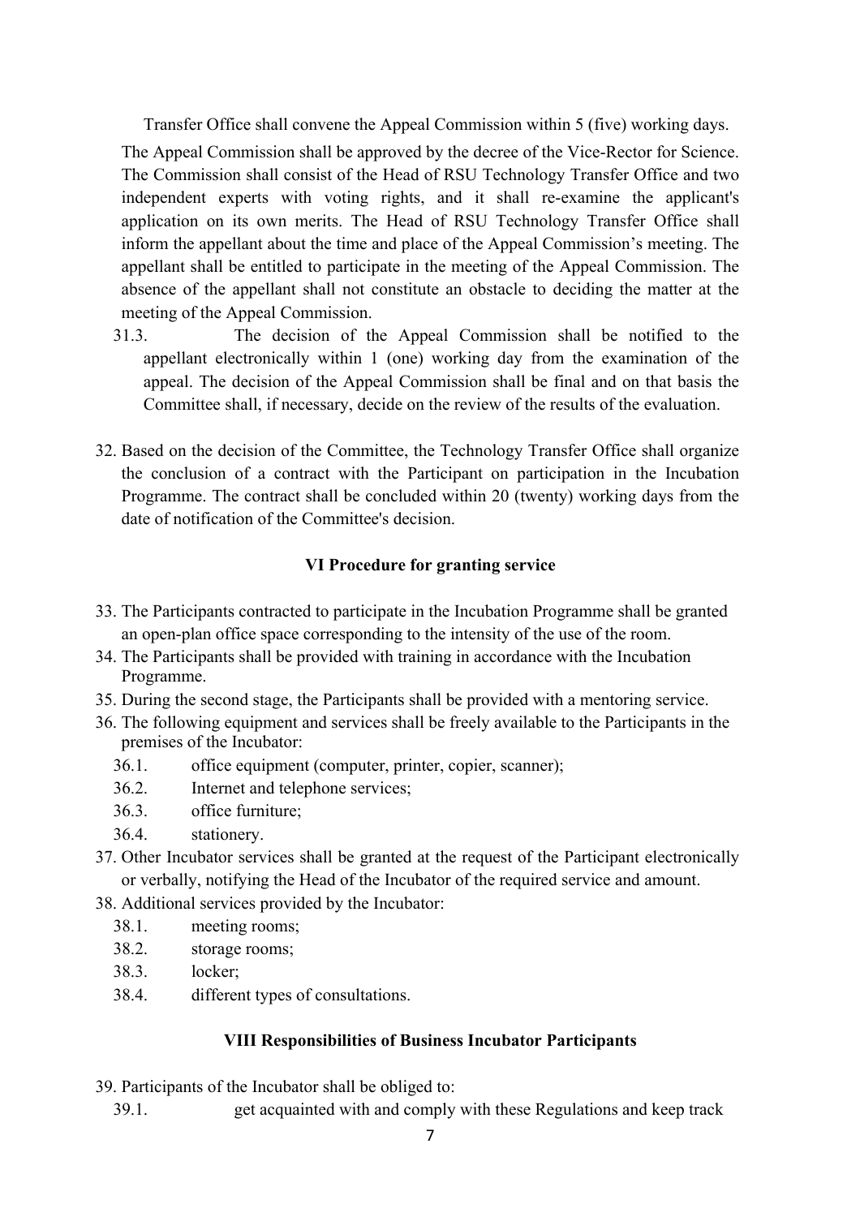Transfer Office shall convene the Appeal Commission within 5 (five) working days.

The Appeal Commission shall be approved by the decree of the Vice-Rector for Science. The Commission shall consist of the Head of RSU Technology Transfer Office and two independent experts with voting rights, and it shall re-examine the applicant's application on its own merits. The Head of RSU Technology Transfer Office shall inform the appellant about the time and place of the Appeal Commission's meeting. The appellant shall be entitled to participate in the meeting of the Appeal Commission. The absence of the appellant shall not constitute an obstacle to deciding the matter at the meeting of the Appeal Commission.

31.3. The decision of the Appeal Commission shall be notified to the appellant electronically within 1 (one) working day from the examination of the appeal. The decision of the Appeal Commission shall be final and on that basis the Committee shall, if necessary, decide on the review of the results of the evaluation.

32. Based on the decision of the Committee, the Technology Transfer Office shall organize the conclusion of a contract with the Participant on participation in the Incubation Programme. The contract shall be concluded within 20 (twenty) working days from the date of notification of the Committee's decision.

### VI Procedure for granting service

33. The Participants contracted to participate in the Incubation Programme shall be granted an open-plan office space corresponding to the intensity of the use of the room.
34. The Participants shall be provided with training in accordance with the Incubation Programme.
35. During the second stage, the Participants shall be provided with a mentoring service.
36. The following equipment and services shall be freely available to the Participants in the premises of the Incubator:
    - 36.1. office equipment (computer, printer, copier, scanner);
    - 36.2. Internet and telephone services;
    - 36.3. office furniture;
    - 36.4. stationery.
37. Other Incubator services shall be granted at the request of the Participant electronically or verbally, notifying the Head of the Incubator of the required service and amount.
38. Additional services provided by the Incubator:
    - 38.1. meeting rooms;
    - 38.2. storage rooms;
    - 38.3. locker;
    - 38.4. different types of consultations.

### VIII Responsibilities of Business Incubator Participants

39. Participants of the Incubator shall be obliged to:
    - 39.1. get acquainted with and comply with these Regulations and keep track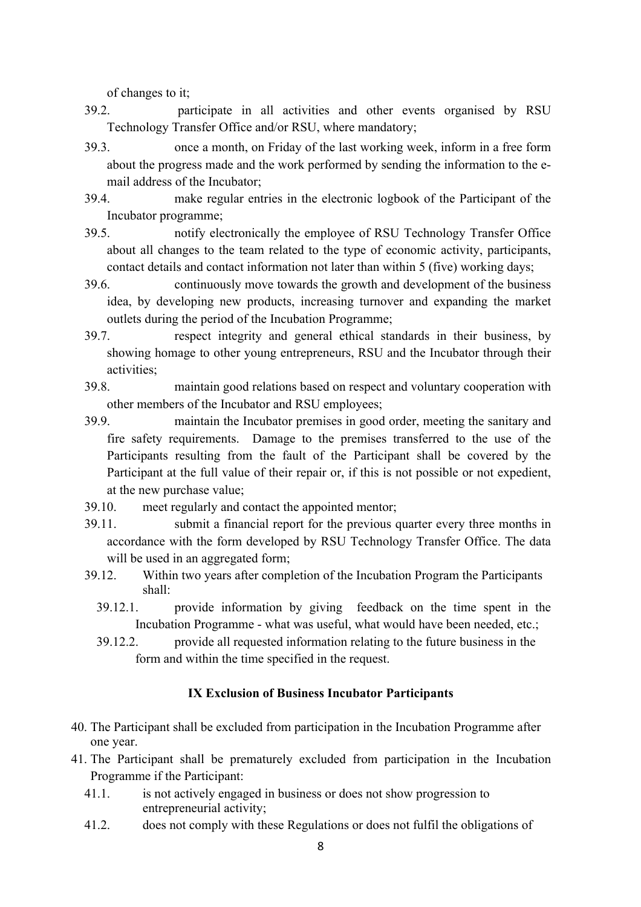of changes to it;

39.2. participate in all activities and other events organised by RSU Technology Transfer Office and/or RSU, where mandatory;

39.3. once a month, on Friday of the last working week, inform in a free form about the progress made and the work performed by sending the information to the e-mail address of the Incubator;

39.4. make regular entries in the electronic logbook of the Participant of the Incubator programme;

39.5. notify electronically the employee of RSU Technology Transfer Office about all changes to the team related to the type of economic activity, participants, contact details and contact information not later than within 5 (five) working days;

39.6. continuously move towards the growth and development of the business idea, by developing new products, increasing turnover and expanding the market outlets during the period of the Incubation Programme;

39.7. respect integrity and general ethical standards in their business, by showing homage to other young entrepreneurs, RSU and the Incubator through their activities;

39.8. maintain good relations based on respect and voluntary cooperation with other members of the Incubator and RSU employees;

39.9. maintain the Incubator premises in good order, meeting the sanitary and fire safety requirements. Damage to the premises transferred to the use of the Participants resulting from the fault of the Participant shall be covered by the Participant at the full value of their repair or, if this is not possible or not expedient, at the new purchase value;

39.10. meet regularly and contact the appointed mentor;

39.11. submit a financial report for the previous quarter every three months in accordance with the form developed by RSU Technology Transfer Office. The data will be used in an aggregated form;

39.12. Within two years after completion of the Incubation Program the Participants shall:

39.12.1. provide information by giving feedback on the time spent in the Incubation Programme - what was useful, what would have been needed, etc.;

39.12.2. provide all requested information relating to the future business in the form and within the time specified in the request.

## IX Exclusion of Business Incubator Participants

40. The Participant shall be excluded from participation in the Incubation Programme after one year.

41. The Participant shall be prematurely excluded from participation in the Incubation Programme if the Participant:

41.1. is not actively engaged in business or does not show progression to entrepreneurial activity;

41.2. does not comply with these Regulations or does not fulfil the obligations of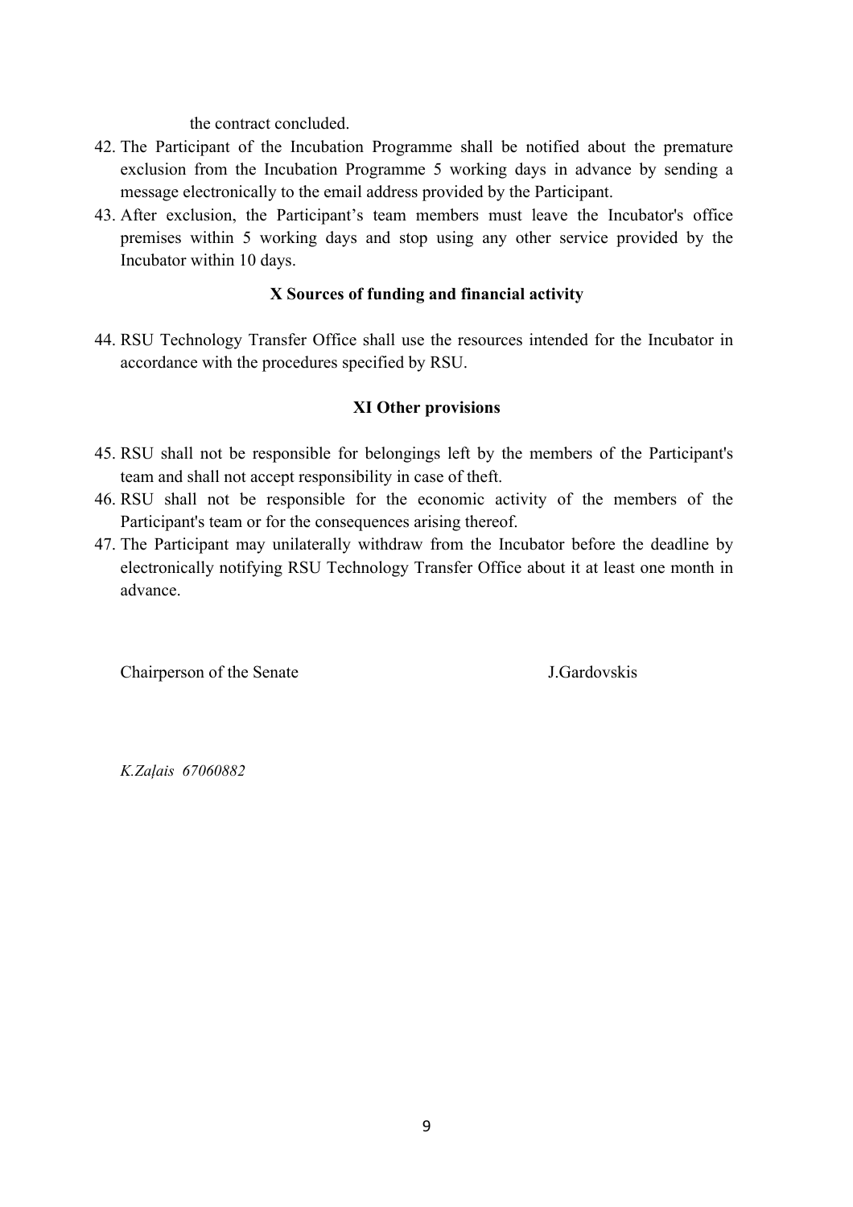the contract concluded.

42. The Participant of the Incubation Programme shall be notified about the premature exclusion from the Incubation Programme 5 working days in advance by sending a message electronically to the email address provided by the Participant.
43. After exclusion, the Participant's team members must leave the Incubator's office premises within 5 working days and stop using any other service provided by the Incubator within 10 days.

### X Sources of funding and financial activity

44. RSU Technology Transfer Office shall use the resources intended for the Incubator in accordance with the procedures specified by RSU.

### XI Other provisions

45. RSU shall not be responsible for belongings left by the members of the Participant's team and shall not accept responsibility in case of theft.
46. RSU shall not be responsible for the economic activity of the members of the Participant's team or for the consequences arising thereof.
47. The Participant may unilaterally withdraw from the Incubator before the deadline by electronically notifying RSU Technology Transfer Office about it at least one month in advance.

Chairperson of the Senate J.Gardovskis

*K.Zaļais 67060882*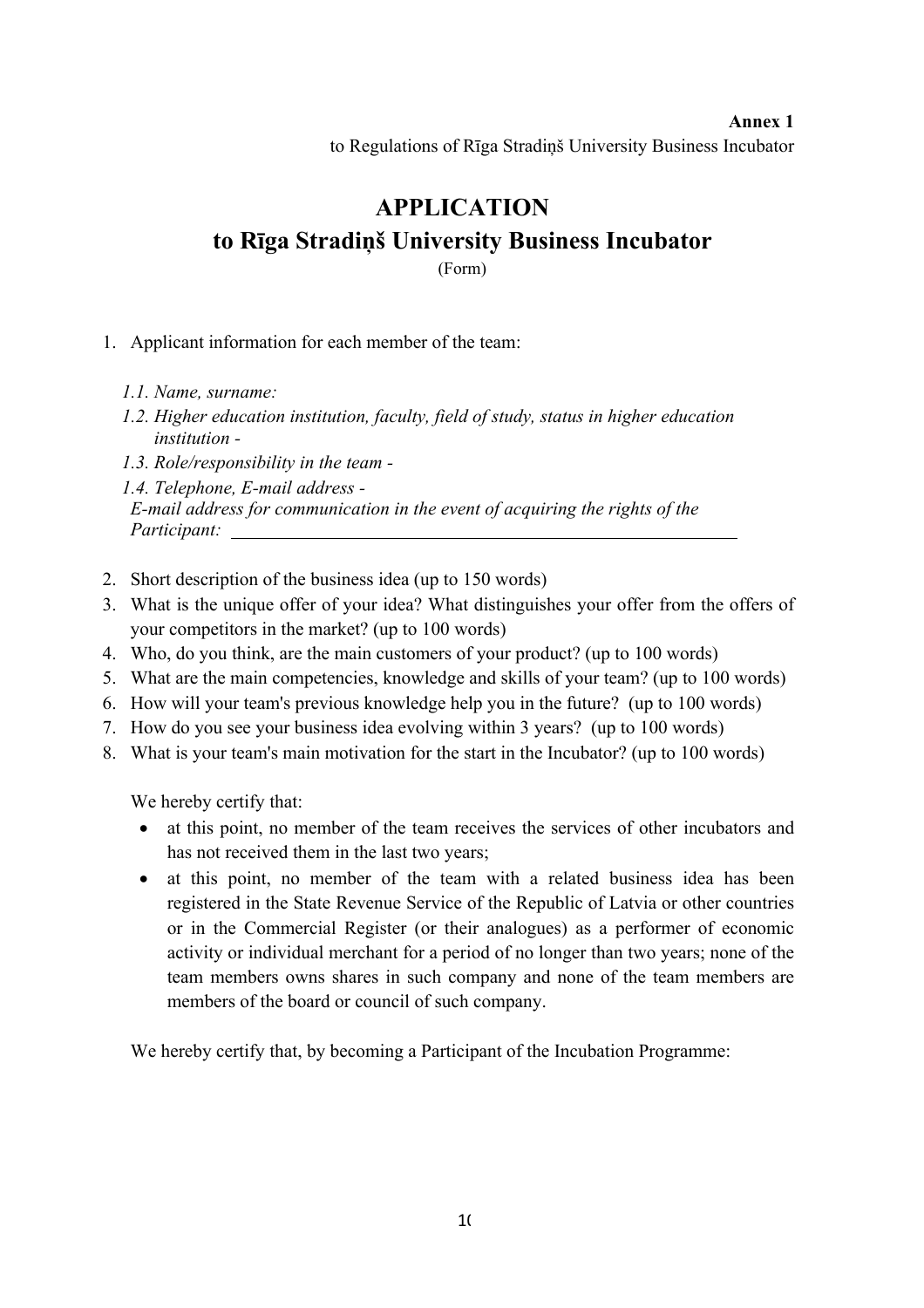**Annex 1**
to Regulations of Rīga Stradiņš University Business Incubator

# APPLICATION
## to Rīga Stradiņš University Business Incubator

(Form)

1. Applicant information for each member of the team:

   *1.1. Name, surname:*
   *1.2. Higher education institution, faculty, field of study, status in higher education institution -*
   *1.3. Role/responsibility in the team -*
   *1.4. Telephone, E-mail address -*
   *E-mail address for communication in the event of acquiring the rights of the Participant:* \_\_\_\_\_\_\_\_\_\_\_\_\_\_\_\_\_\_\_\_\_\_\_\_\_\_\_\_\_\_\_\_\_\_\_\_\_\_\_\_\_\_\_\_\_\_\_\_\_\_\_\_

2. Short description of the business idea (up to 150 words)
3. What is the unique offer of your idea? What distinguishes your offer from the offers of your competitors in the market? (up to 100 words)
4. Who, do you think, are the main customers of your product? (up to 100 words)
5. What are the main competencies, knowledge and skills of your team? (up to 100 words)
6. How will your team's previous knowledge help you in the future? (up to 100 words)
7. How do you see your business idea evolving within 3 years? (up to 100 words)
8. What is your team's main motivation for the start in the Incubator? (up to 100 words)

We hereby certify that:

- at this point, no member of the team receives the services of other incubators and has not received them in the last two years;
- at this point, no member of the team with a related business idea has been registered in the State Revenue Service of the Republic of Latvia or other countries or in the Commercial Register (or their analogues) as a performer of economic activity or individual merchant for a period of no longer than two years; none of the team members owns shares in such company and none of the team members are members of the board or council of such company.

We hereby certify that, by becoming a Participant of the Incubation Programme: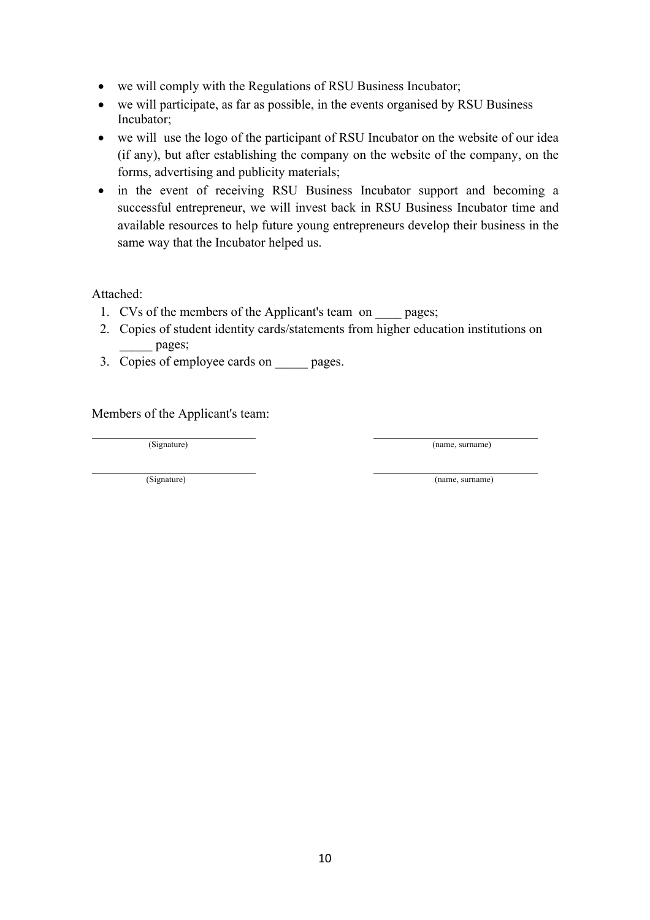- we will comply with the Regulations of RSU Business Incubator;
- we will participate, as far as possible, in the events organised by RSU Business Incubator;
- we will  use the logo of the participant of RSU Incubator on the website of our idea (if any), but after establishing the company on the website of the company, on the forms, advertising and publicity materials;
- in the event of receiving RSU Business Incubator support and becoming a successful entrepreneur, we will invest back in RSU Business Incubator time and available resources to help future young entrepreneurs develop their business in the same way that the Incubator helped us.

Attached:

1. CVs of the members of the Applicant's team  on ____ pages;
2. Copies of student identity cards/statements from higher education institutions on _____ pages;
3. Copies of employee cards on _____ pages.

Members of the Applicant's team:

| | |
|---|---|
| ______________________ (Signature) | ______________________ (name, surname) |
| ______________________ (Signature) | ______________________ (name, surname) |